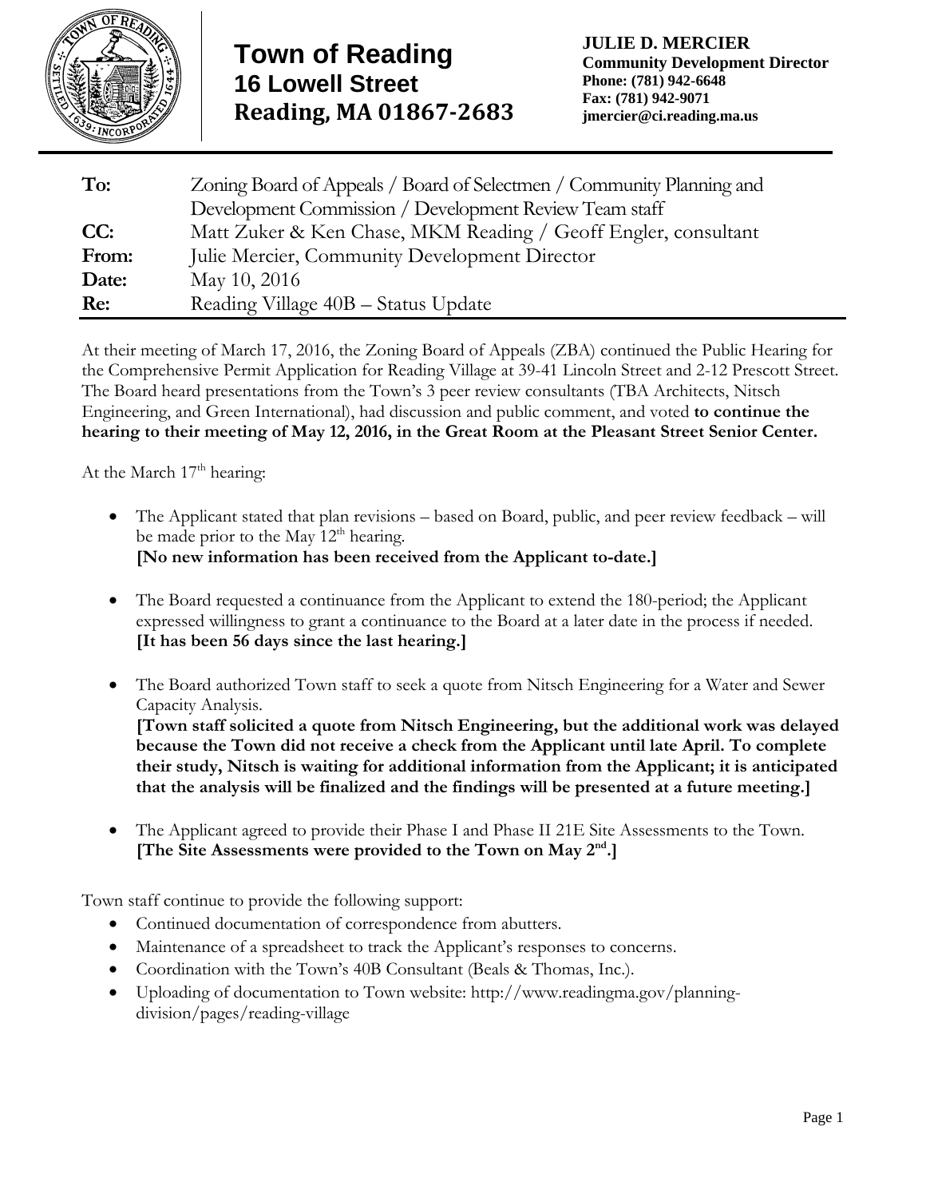# Town of Reading

**16 Lowell Street**
**Reading, MA 01867-2683**

**JULIE D. MERCIER**
**Community Development Director**
**Phone: (781) 942-6648**
**Fax: (781) 942-9071**
**jmercier@ci.reading.ma.us**

---

| | |
|---|---|
| **To:** | Zoning Board of Appeals / Board of Selectmen / Community Planning and Development Commission / Development Review Team staff |
| **CC:** | Matt Zuker & Ken Chase, MKM Reading / Geoff Engler, consultant |
| **From:** | Julie Mercier, Community Development Director |
| **Date:** | May 10, 2016 |
| **Re:** | Reading Village 40B – Status Update |

At their meeting of March 17, 2016, the Zoning Board of Appeals (ZBA) continued the Public Hearing for the Comprehensive Permit Application for Reading Village at 39-41 Lincoln Street and 2-12 Prescott Street. The Board heard presentations from the Town's 3 peer review consultants (TBA Architects, Nitsch Engineering, and Green International), had discussion and public comment, and voted **to continue the hearing to their meeting of May 12, 2016, in the Great Room at the Pleasant Street Senior Center.**

At the March 17th hearing:

- The Applicant stated that plan revisions – based on Board, public, and peer review feedback – will be made prior to the May 12th hearing.
  **[No new information has been received from the Applicant to-date.]**

- The Board requested a continuance from the Applicant to extend the 180-period; the Applicant expressed willingness to grant a continuance to the Board at a later date in the process if needed.
  **[It has been 56 days since the last hearing.]**

- The Board authorized Town staff to seek a quote from Nitsch Engineering for a Water and Sewer Capacity Analysis.
  **[Town staff solicited a quote from Nitsch Engineering, but the additional work was delayed because the Town did not receive a check from the Applicant until late April. To complete their study, Nitsch is waiting for additional information from the Applicant; it is anticipated that the analysis will be finalized and the findings will be presented at a future meeting.]**

- The Applicant agreed to provide their Phase I and Phase II 21E Site Assessments to the Town.
  **[The Site Assessments were provided to the Town on May 2nd.]**

Town staff continue to provide the following support:

- Continued documentation of correspondence from abutters.
- Maintenance of a spreadsheet to track the Applicant's responses to concerns.
- Coordination with the Town's 40B Consultant (Beals & Thomas, Inc.).
- Uploading of documentation to Town website: http://www.readingma.gov/planning-division/pages/reading-village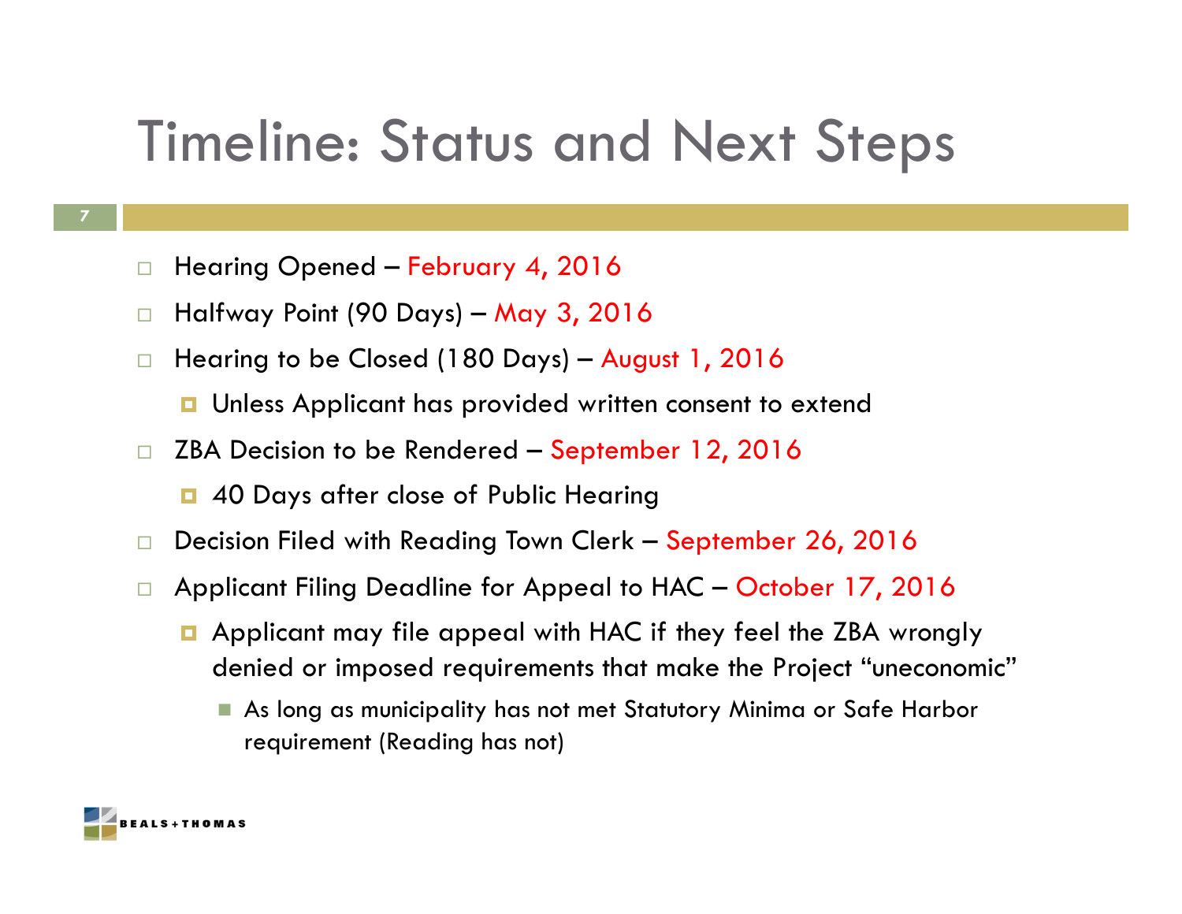# Timeline: Status and Next Steps

- Hearing Opened – February 4, 2016
- Halfway Point (90 Days) – May 3, 2016
- Hearing to be Closed (180 Days) – August 1, 2016
  - Unless Applicant has provided written consent to extend
- ZBA Decision to be Rendered – September 12, 2016
  - 40 Days after close of Public Hearing
- Decision Filed with Reading Town Clerk – September 26, 2016
- Applicant Filing Deadline for Appeal to HAC – October 17, 2016
  - Applicant may file appeal with HAC if they feel the ZBA wrongly denied or imposed requirements that make the Project "uneconomic"
    - As long as municipality has not met Statutory Minima or Safe Harbor requirement (Reading has not)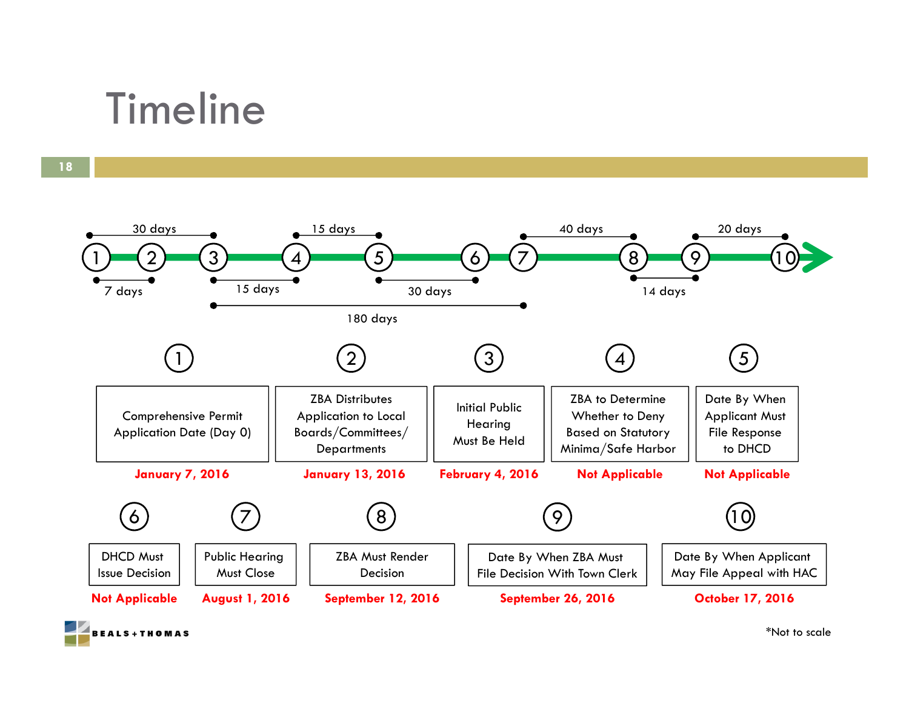# Timeline

30 days
15 days
40 days
20 days

1 2 3 4 5 6 7 8 9 10

7 days
15 days
30 days
14 days
180 days

**1** Comprehensive Permit Application Date (Day 0)
**January 7, 2016**

**2** ZBA Distributes Application to Local Boards/Committees/ Departments
**January 13, 2016**

**3** Initial Public Hearing Must Be Held
**February 4, 2016**

**4** ZBA to Determine Whether to Deny Based on Statutory Minima/Safe Harbor
**Not Applicable**

**5** Date By When Applicant Must File Response to DHCD
**Not Applicable**

**6** DHCD Must Issue Decision
**Not Applicable**

**7** Public Hearing Must Close
**August 1, 2016**

**8** ZBA Must Render Decision
**September 12, 2016**

**9** Date By When ZBA Must File Decision With Town Clerk
**September 26, 2016**

**10** Date By When Applicant May File Appeal with HAC
**October 17, 2016**

BEALS + THOMAS

*Not to scale